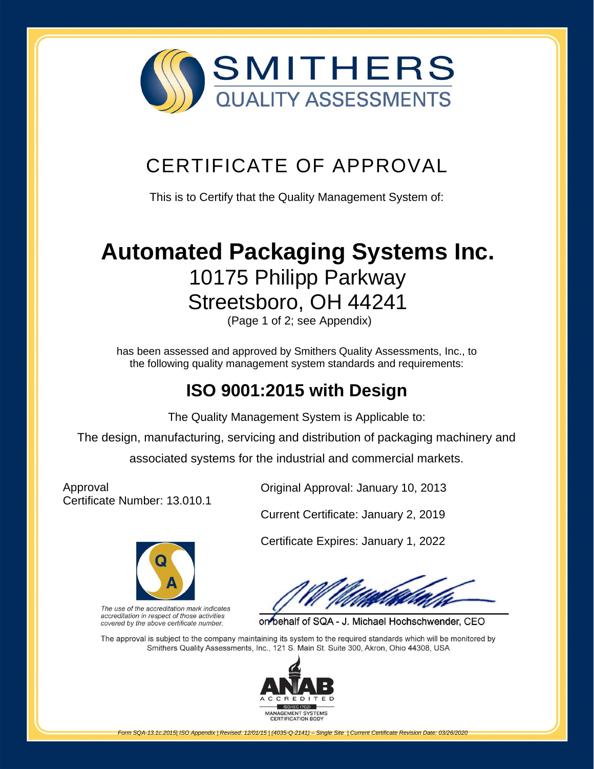# SMITHERS
QUALITY ASSESSMENTS

## CERTIFICATE OF APPROVAL

This is to Certify that the Quality Management System of:

# Automated Packaging Systems Inc.

10175 Philipp Parkway

Streetsboro, OH 44241

(Page 1 of 2; see Appendix)

has been assessed and approved by Smithers Quality Assessments, Inc., to the following quality management system standards and requirements:

## ISO 9001:2015 with Design

The Quality Management System is Applicable to:

The design, manufacturing, servicing and distribution of packaging machinery and associated systems for the industrial and commercial markets.

Approval
Certificate Number: 13.010.1

Original Approval: January 10, 2013

Current Certificate: January 2, 2019

Certificate Expires: January 1, 2022

*The use of the accreditation mark indicates accreditation in respect of those activities covered by the above certificate number.*

on behalf of SQA - J. Michael Hochschwender, CEO

The approval is subject to the company maintaining its system to the required standards which will be monitored by Smithers Quality Assessments, Inc., 121 S. Main St. Suite 300, Akron, Ohio 44308, USA

ANAB ACCREDITED
ISO/IEC 17021
MANAGEMENT SYSTEMS CERTIFICATION BODY

*Form SQA-13.1c.2015| ISO Appendix | Revised: 12/01/15 | (4035-Q-2141) – Single Site | Current Certificate Revision Date: 03/26/2020*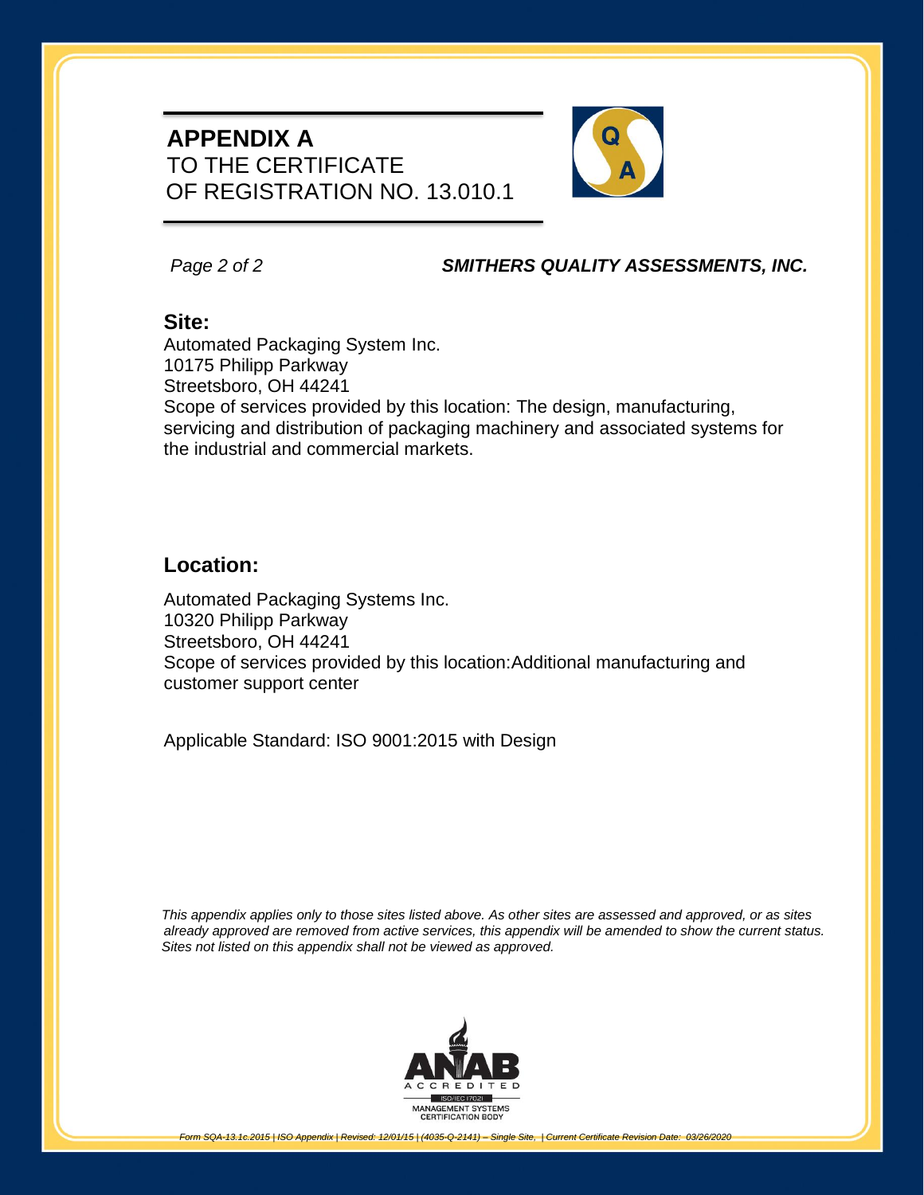## APPENDIX A

TO THE CERTIFICATE
OF REGISTRATION NO. 13.010.1

*Page 2 of 2* ***SMITHERS QUALITY ASSESSMENTS, INC.***

### Site:

Automated Packaging System Inc.
10175 Philipp Parkway
Streetsboro, OH 44241
Scope of services provided by this location: The design, manufacturing, servicing and distribution of packaging machinery and associated systems for the industrial and commercial markets.

### Location:

Automated Packaging Systems Inc.
10320 Philipp Parkway
Streetsboro, OH 44241
Scope of services provided by this location:Additional manufacturing and customer support center

Applicable Standard: ISO 9001:2015 with Design

*This appendix applies only to those sites listed above. As other sites are assessed and approved, or as sites already approved are removed from active services, this appendix will be amended to show the current status. Sites not listed on this appendix shall not be viewed as approved.*

ANAB ACCREDITED ISO/IEC 17021 MANAGEMENT SYSTEMS CERTIFICATION BODY

*Form SQA-13.1c.2015 | ISO Appendix | Revised: 12/01/15 | (4035-Q-2141) – Single Site, | Current Certificate Revision Date: 03/26/2020*